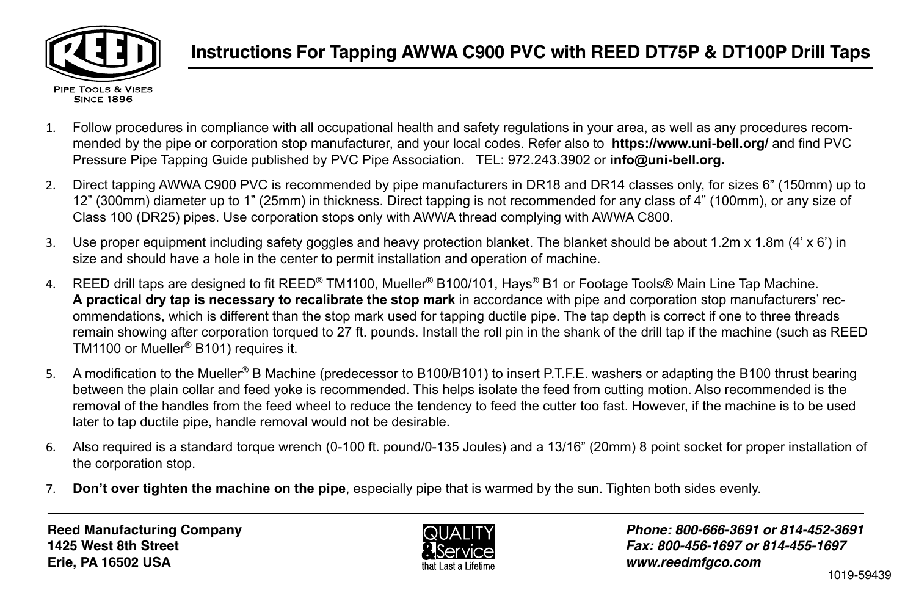REED

PIPE TOOLS & VISES
SINCE 1896

# Instructions For Tapping AWWA C900 PVC with REED DT75P & DT100P Drill Taps

1. Follow procedures in compliance with all occupational health and safety regulations in your area, as well as any procedures recommended by the pipe or corporation stop manufacturer, and your local codes. Refer also to **https://www.uni-bell.org/** and find PVC Pressure Pipe Tapping Guide published by PVC Pipe Association. TEL: 972.243.3902 or **info@uni-bell.org.**
2. Direct tapping AWWA C900 PVC is recommended by pipe manufacturers in DR18 and DR14 classes only, for sizes 6" (150mm) up to 12" (300mm) diameter up to 1" (25mm) in thickness. Direct tapping is not recommended for any class of 4" (100mm), or any size of Class 100 (DR25) pipes. Use corporation stops only with AWWA thread complying with AWWA C800.
3. Use proper equipment including safety goggles and heavy protection blanket. The blanket should be about 1.2m x 1.8m (4' x 6') in size and should have a hole in the center to permit installation and operation of machine.
4. REED drill taps are designed to fit REED® TM1100, Mueller® B100/101, Hays® B1 or Footage Tools® Main Line Tap Machine. **A practical dry tap is necessary to recalibrate the stop mark** in accordance with pipe and corporation stop manufacturers' recommendations, which is different than the stop mark used for tapping ductile pipe. The tap depth is correct if one to three threads remain showing after corporation torqued to 27 ft. pounds. Install the roll pin in the shank of the drill tap if the machine (such as REED TM1100 or Mueller® B101) requires it.
5. A modification to the Mueller® B Machine (predecessor to B100/B101) to insert P.T.F.E. washers or adapting the B100 thrust bearing between the plain collar and feed yoke is recommended. This helps isolate the feed from cutting motion. Also recommended is the removal of the handles from the feed wheel to reduce the tendency to feed the cutter too fast. However, if the machine is to be used later to tap ductile pipe, handle removal would not be desirable.
6. Also required is a standard torque wrench (0-100 ft. pound/0-135 Joules) and a 13/16" (20mm) 8 point socket for proper installation of the corporation stop.
7. **Don't over tighten the machine on the pipe**, especially pipe that is warmed by the sun. Tighten both sides evenly.

---

**Reed Manufacturing Company**
**1425 West 8th Street**
**Erie, PA 16502 USA**

QUALITY & Service that Last a Lifetime

***Phone: 800-666-3691 or 814-452-3691***
***Fax: 800-456-1697 or 814-455-1697***
***www.reedmfgco.com***

1019-59439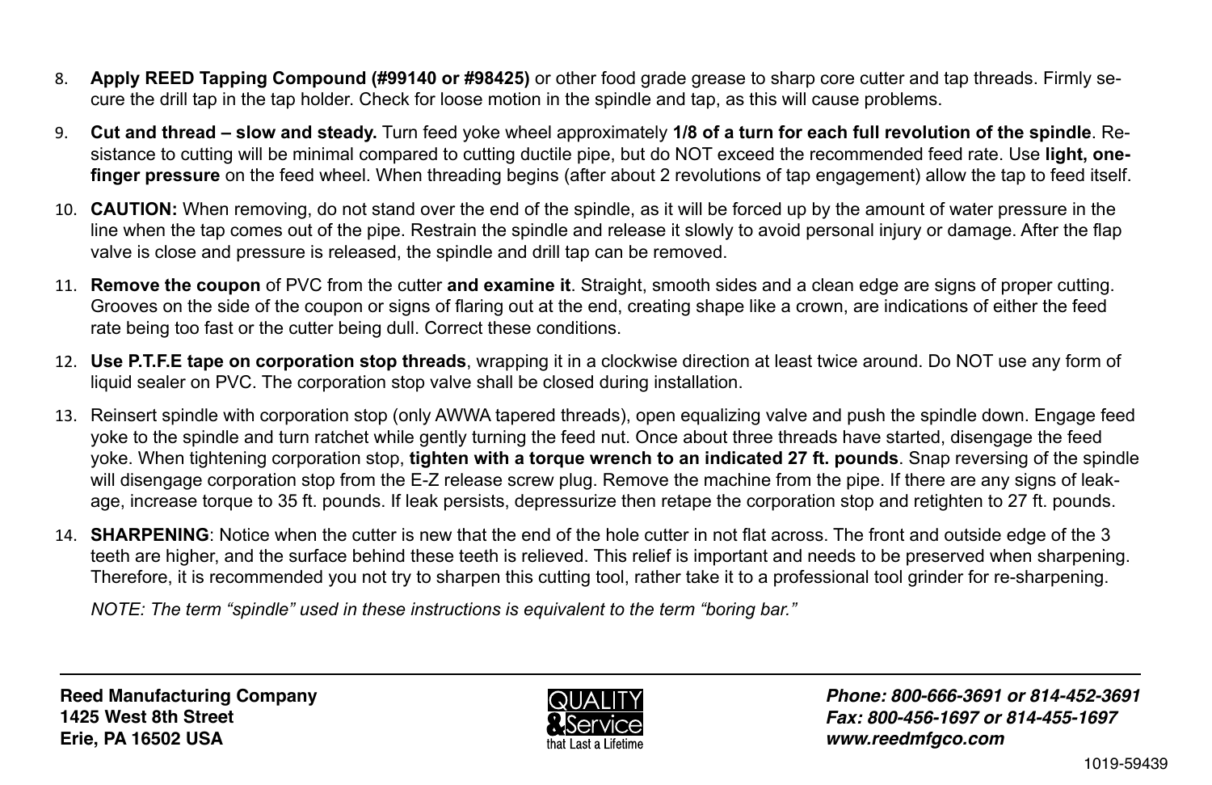8. **Apply REED Tapping Compound (#99140 or #98425)** or other food grade grease to sharp core cutter and tap threads. Firmly secure the drill tap in the tap holder. Check for loose motion in the spindle and tap, as this will cause problems.
9. **Cut and thread – slow and steady.** Turn feed yoke wheel approximately **1/8 of a turn for each full revolution of the spindle**. Resistance to cutting will be minimal compared to cutting ductile pipe, but do NOT exceed the recommended feed rate. Use **light, one-finger pressure** on the feed wheel. When threading begins (after about 2 revolutions of tap engagement) allow the tap to feed itself.
10. **CAUTION:** When removing, do not stand over the end of the spindle, as it will be forced up by the amount of water pressure in the line when the tap comes out of the pipe. Restrain the spindle and release it slowly to avoid personal injury or damage. After the flap valve is close and pressure is released, the spindle and drill tap can be removed.
11. **Remove the coupon** of PVC from the cutter **and examine it**. Straight, smooth sides and a clean edge are signs of proper cutting. Grooves on the side of the coupon or signs of flaring out at the end, creating shape like a crown, are indications of either the feed rate being too fast or the cutter being dull. Correct these conditions.
12. **Use P.T.F.E tape on corporation stop threads**, wrapping it in a clockwise direction at least twice around. Do NOT use any form of liquid sealer on PVC. The corporation stop valve shall be closed during installation.
13. Reinsert spindle with corporation stop (only AWWA tapered threads), open equalizing valve and push the spindle down. Engage feed yoke to the spindle and turn ratchet while gently turning the feed nut. Once about three threads have started, disengage the feed yoke. When tightening corporation stop, **tighten with a torque wrench to an indicated 27 ft. pounds**. Snap reversing of the spindle will disengage corporation stop from the E-Z release screw plug. Remove the machine from the pipe. If there are any signs of leakage, increase torque to 35 ft. pounds. If leak persists, depressurize then retape the corporation stop and retighten to 27 ft. pounds.
14. **SHARPENING**: Notice when the cutter is new that the end of the hole cutter in not flat across. The front and outside edge of the 3 teeth are higher, and the surface behind these teeth is relieved. This relief is important and needs to be preserved when sharpening. Therefore, it is recommended you not try to sharpen this cutting tool, rather take it to a professional tool grinder for re-sharpening.

*NOTE: The term "spindle" used in these instructions is equivalent to the term "boring bar."*

---

**Reed Manufacturing Company**
**1425 West 8th Street**
**Erie, PA 16502 USA**

QUALITY & Service that Last a Lifetime

***Phone: 800-666-3691 or 814-452-3691***
***Fax: 800-456-1697 or 814-455-1697***
***www.reedmfgco.com***

1019-59439